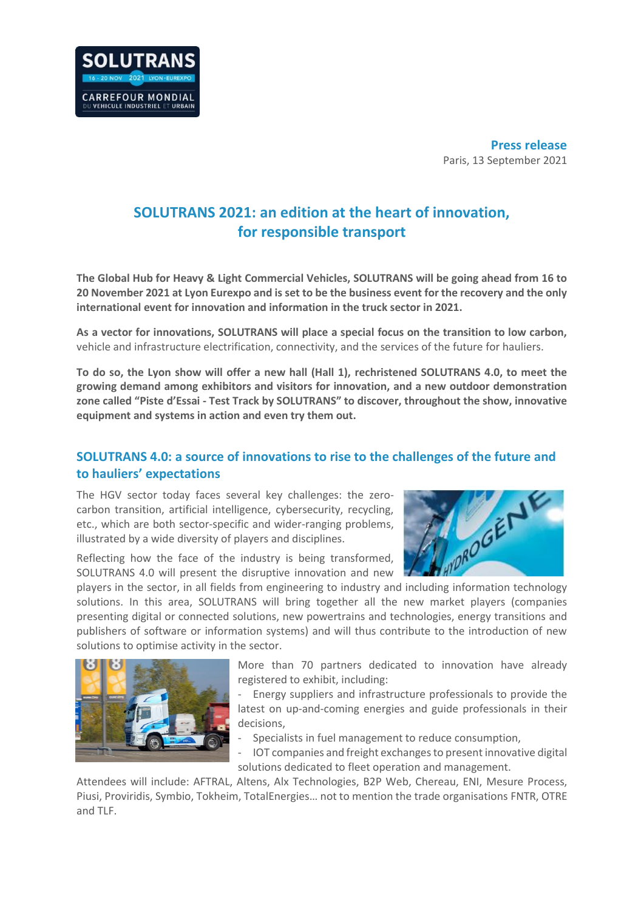**Press release**
Paris, 13 September 2021

# SOLUTRANS 2021: an edition at the heart of innovation, for responsible transport

**The Global Hub for Heavy & Light Commercial Vehicles, SOLUTRANS will be going ahead from 16 to 20 November 2021 at Lyon Eurexpo and is set to be the business event for the recovery and the only international event for innovation and information in the truck sector in 2021.**

**As a vector for innovations, SOLUTRANS will place a special focus on the transition to low carbon,** vehicle and infrastructure electrification, connectivity, and the services of the future for hauliers.

**To do so, the Lyon show will offer a new hall (Hall 1), rechristened SOLUTRANS 4.0, to meet the growing demand among exhibitors and visitors for innovation, and a new outdoor demonstration zone called "Piste d'Essai - Test Track by SOLUTRANS" to discover, throughout the show, innovative equipment and systems in action and even try them out.**

## SOLUTRANS 4.0: a source of innovations to rise to the challenges of the future and to hauliers' expectations

The HGV sector today faces several key challenges: the zero-carbon transition, artificial intelligence, cybersecurity, recycling, etc., which are both sector-specific and wider-ranging problems, illustrated by a wide diversity of players and disciplines.

Reflecting how the face of the industry is being transformed, SOLUTRANS 4.0 will present the disruptive innovation and new players in the sector, in all fields from engineering to industry and including information technology solutions. In this area, SOLUTRANS will bring together all the new market players (companies presenting digital or connected solutions, new powertrains and technologies, energy transitions and publishers of software or information systems) and will thus contribute to the introduction of new solutions to optimise activity in the sector.

More than 70 partners dedicated to innovation have already registered to exhibit, including:

- Energy suppliers and infrastructure professionals to provide the latest on up-and-coming energies and guide professionals in their decisions,
- Specialists in fuel management to reduce consumption,
- IOT companies and freight exchanges to present innovative digital solutions dedicated to fleet operation and management.

Attendees will include: AFTRAL, Altens, Alx Technologies, B2P Web, Chereau, ENI, Mesure Process, Piusi, Proviridis, Symbio, Tokheim, TotalEnergies… not to mention the trade organisations FNTR, OTRE and TLF.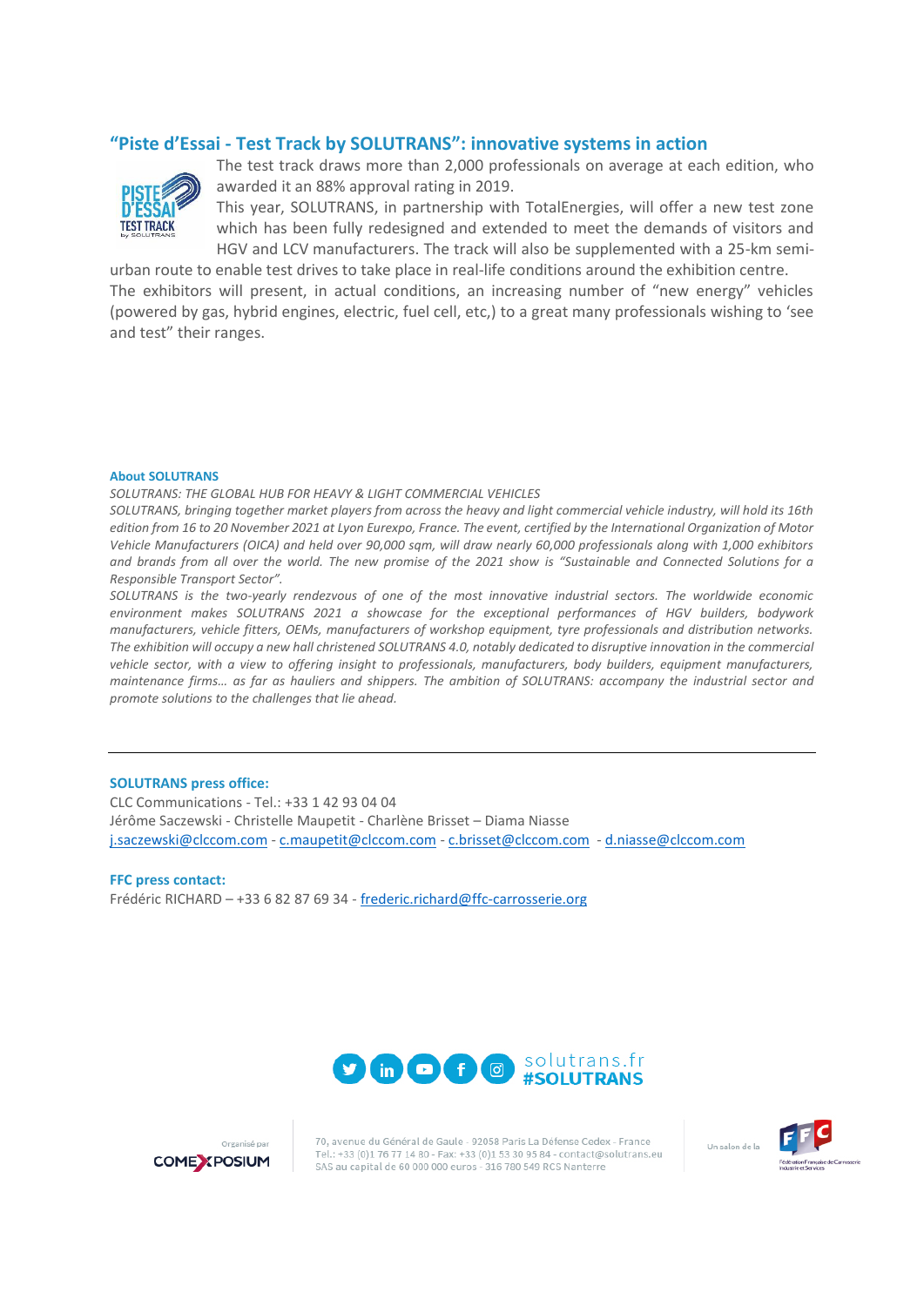## "Piste d'Essai - Test Track by SOLUTRANS": innovative systems in action

The test track draws more than 2,000 professionals on average at each edition, who awarded it an 88% approval rating in 2019.

This year, SOLUTRANS, in partnership with TotalEnergies, will offer a new test zone which has been fully redesigned and extended to meet the demands of visitors and HGV and LCV manufacturers. The track will also be supplemented with a 25-km semi-urban route to enable test drives to take place in real-life conditions around the exhibition centre.

The exhibitors will present, in actual conditions, an increasing number of "new energy" vehicles (powered by gas, hybrid engines, electric, fuel cell, etc,) to a great many professionals wishing to 'see and test" their ranges.

**About SOLUTRANS**

*SOLUTRANS: THE GLOBAL HUB FOR HEAVY & LIGHT COMMERCIAL VEHICLES*

*SOLUTRANS, bringing together market players from across the heavy and light commercial vehicle industry, will hold its 16th edition from 16 to 20 November 2021 at Lyon Eurexpo, France. The event, certified by the International Organization of Motor Vehicle Manufacturers (OICA) and held over 90,000 sqm, will draw nearly 60,000 professionals along with 1,000 exhibitors and brands from all over the world. The new promise of the 2021 show is "Sustainable and Connected Solutions for a Responsible Transport Sector".*

*SOLUTRANS is the two-yearly rendezvous of one of the most innovative industrial sectors. The worldwide economic environment makes SOLUTRANS 2021 a showcase for the exceptional performances of HGV builders, bodywork manufacturers, vehicle fitters, OEMs, manufacturers of workshop equipment, tyre professionals and distribution networks. The exhibition will occupy a new hall christened SOLUTRANS 4.0, notably dedicated to disruptive innovation in the commercial vehicle sector, with a view to offering insight to professionals, manufacturers, body builders, equipment manufacturers, maintenance firms… as far as hauliers and shippers. The ambition of SOLUTRANS: accompany the industrial sector and promote solutions to the challenges that lie ahead.*

---

**SOLUTRANS press office:**

CLC Communications - Tel.: +33 1 42 93 04 04
Jérôme Saczewski - Christelle Maupetit - Charlène Brisset – Diama Niasse
j.saczewski@clccom.com - c.maupetit@clccom.com - c.brisset@clccom.com - d.niasse@clccom.com

**FFC press contact:**

Frédéric RICHARD – +33 6 82 87 69 34 - frederic.richard@ffc-carrosserie.org

solutrans.fr
#SOLUTRANS

Organisé par COMEXPOSIUM

70, avenue du Général de Gaulle - 92058 Paris La Défense Cedex - France
Tel.: +33 (0)1 76 77 14 80 - Fax: +33 (0)1 53 30 95 84 - contact@solutrans.eu
SAS au capital de 60 000 000 euros - 316 780 549 RCS Nanterre

Un salon de la FFC – Fédération Française de Carrosserie Industries et Services